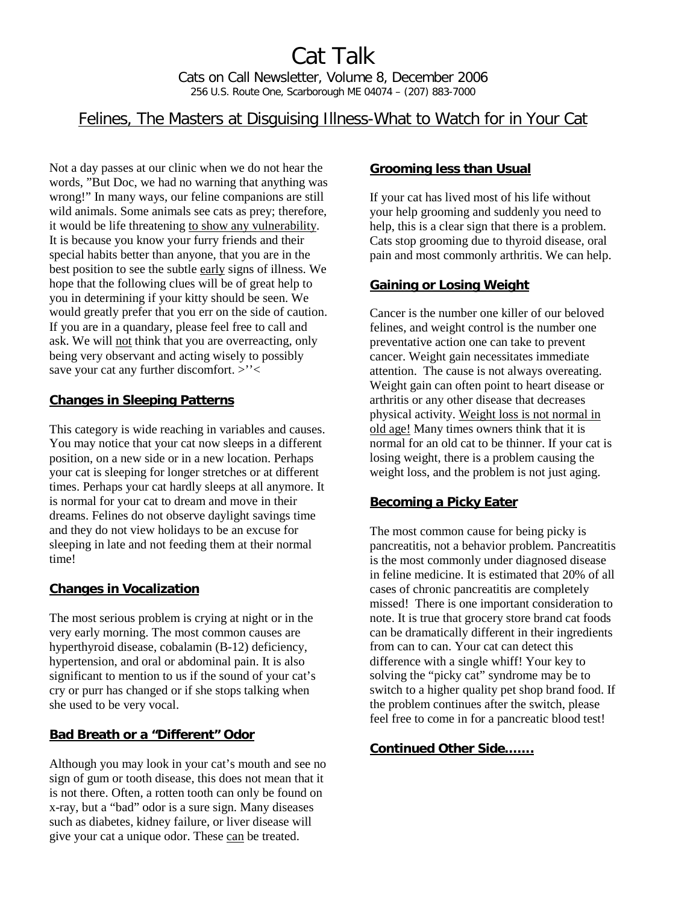# Cat Talk

Cats on Call Newsletter, Volume 8, December 2006

256 U.S. Route One, Scarborough ME 04074 – (207) 883-7000

## Felines, The Masters at Disguising Illness-What to Watch for in Your Cat

Not a day passes at our clinic when we do not hear the words, "But Doc, we had no warning that anything was wrong!" In many ways, our feline companions are still wild animals. Some animals see cats as prey; therefore, it would be life threatening to show any vulnerability. It is because you know your furry friends and their special habits better than anyone, that you are in the best position to see the subtle early signs of illness. We hope that the following clues will be of great help to you in determining if your kitty should be seen. We would greatly prefer that you err on the side of caution. If you are in a quandary, please feel free to call and ask. We will not think that you are overreacting, only being very observant and acting wisely to possibly save your cat any further discomfort. >''<

### Changes in Sleeping Patterns

This category is wide reaching in variables and causes. You may notice that your cat now sleeps in a different position, on a new side or in a new location. Perhaps your cat is sleeping for longer stretches or at different times. Perhaps your cat hardly sleeps at all anymore. It is normal for your cat to dream and move in their dreams. Felines do not observe daylight savings time and they do not view holidays to be an excuse for sleeping in late and not feeding them at their normal time!

### Changes in Vocalization

The most serious problem is crying at night or in the very early morning. The most common causes are hyperthyroid disease, cobalamin (B-12) deficiency, hypertension, and oral or abdominal pain. It is also significant to mention to us if the sound of your cat's cry or purr has changed or if she stops talking when she used to be very vocal.

### Bad Breath or a "Different" Odor

Although you may look in your cat's mouth and see no sign of gum or tooth disease, this does not mean that it is not there. Often, a rotten tooth can only be found on x-ray, but a "bad" odor is a sure sign. Many diseases such as diabetes, kidney failure, or liver disease will give your cat a unique odor. These can be treated.

### Grooming less than Usual

If your cat has lived most of his life without your help grooming and suddenly you need to help, this is a clear sign that there is a problem. Cats stop grooming due to thyroid disease, oral pain and most commonly arthritis. We can help.

### Gaining or Losing Weight

Cancer is the number one killer of our beloved felines, and weight control is the number one preventative action one can take to prevent cancer. Weight gain necessitates immediate attention. The cause is not always overeating. Weight gain can often point to heart disease or arthritis or any other disease that decreases physical activity. Weight loss is not normal in old age! Many times owners think that it is normal for an old cat to be thinner. If your cat is losing weight, there is a problem causing the weight loss, and the problem is not just aging.

### Becoming a Picky Eater

The most common cause for being picky is pancreatitis, not a behavior problem. Pancreatitis is the most commonly under diagnosed disease in feline medicine. It is estimated that 20% of all cases of chronic pancreatitis are completely missed! There is one important consideration to note. It is true that grocery store brand cat foods can be dramatically different in their ingredients from can to can. Your cat can detect this difference with a single whiff! Your key to solving the "picky cat" syndrome may be to switch to a higher quality pet shop brand food. If the problem continues after the switch, please feel free to come in for a pancreatic blood test!

**Continued Other Side…….**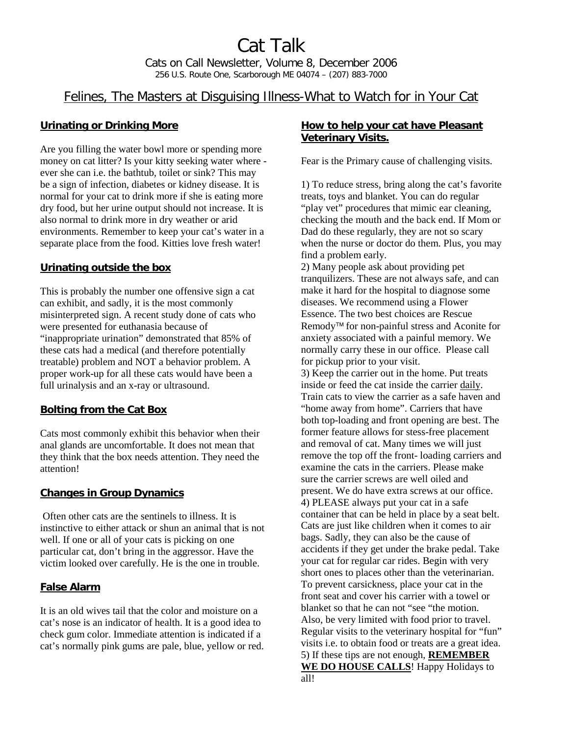# Cat Talk

Cats on Call Newsletter, Volume 8, December 2006

256 U.S. Route One, Scarborough ME 04074 – (207) 883-7000

## Felines, The Masters at Disguising Illness-What to Watch for in Your Cat

### Urinating or Drinking More

Are you filling the water bowl more or spending more money on cat litter? Is your kitty seeking water where - ever she can i.e. the bathtub, toilet or sink? This may be a sign of infection, diabetes or kidney disease. It is normal for your cat to drink more if she is eating more dry food, but her urine output should not increase. It is also normal to drink more in dry weather or arid environments. Remember to keep your cat's water in a separate place from the food. Kitties love fresh water!

### Urinating outside the box

This is probably the number one offensive sign a cat can exhibit, and sadly, it is the most commonly misinterpreted sign. A recent study done of cats who were presented for euthanasia because of "inappropriate urination" demonstrated that 85% of these cats had a medical (and therefore potentially treatable) problem and NOT a behavior problem. A proper work-up for all these cats would have been a full urinalysis and an x-ray or ultrasound.

### Bolting from the Cat Box

Cats most commonly exhibit this behavior when their anal glands are uncomfortable. It does not mean that they think that the box needs attention. They need the attention!

### Changes in Group Dynamics

Often other cats are the sentinels to illness. It is instinctive to either attack or shun an animal that is not well. If one or all of your cats is picking on one particular cat, don't bring in the aggressor. Have the victim looked over carefully. He is the one in trouble.

### False Alarm

It is an old wives tail that the color and moisture on a cat's nose is an indicator of health. It is a good idea to check gum color. Immediate attention is indicated if a cat's normally pink gums are pale, blue, yellow or red.

### How to help your cat have Pleasant Veterinary Visits.

Fear is the Primary cause of challenging visits.

1) To reduce stress, bring along the cat's favorite treats, toys and blanket. You can do regular "play vet" procedures that mimic ear cleaning, checking the mouth and the back end. If Mom or Dad do these regularly, they are not so scary when the nurse or doctor do them. Plus, you may find a problem early.

2) Many people ask about providing pet tranquilizers. These are not always safe, and can make it hard for the hospital to diagnose some diseases. We recommend using a Flower Essence. The two best choices are Rescue Remody™ for non-painful stress and Aconite for anxiety associated with a painful memory. We normally carry these in our office. Please call for pickup prior to your visit.

3) Keep the carrier out in the home. Put treats inside or feed the cat inside the carrier daily. Train cats to view the carrier as a safe haven and "home away from home". Carriers that have both top-loading and front opening are best. The former feature allows for stess-free placement and removal of cat. Many times we will just remove the top off the front- loading carriers and examine the cats in the carriers. Please make sure the carrier screws are well oiled and present. We do have extra screws at our office.

4) PLEASE always put your cat in a safe container that can be held in place by a seat belt. Cats are just like children when it comes to air bags. Sadly, they can also be the cause of accidents if they get under the brake pedal. Take your cat for regular car rides. Begin with very short ones to places other than the veterinarian. To prevent carsickness, place your cat in the front seat and cover his carrier with a towel or blanket so that he can not "see "the motion. Also, be very limited with food prior to travel. Regular visits to the veterinary hospital for "fun" visits i.e. to obtain food or treats are a great idea.

5) If these tips are not enough, **REMEMBER WE DO HOUSE CALLS**! Happy Holidays to all!